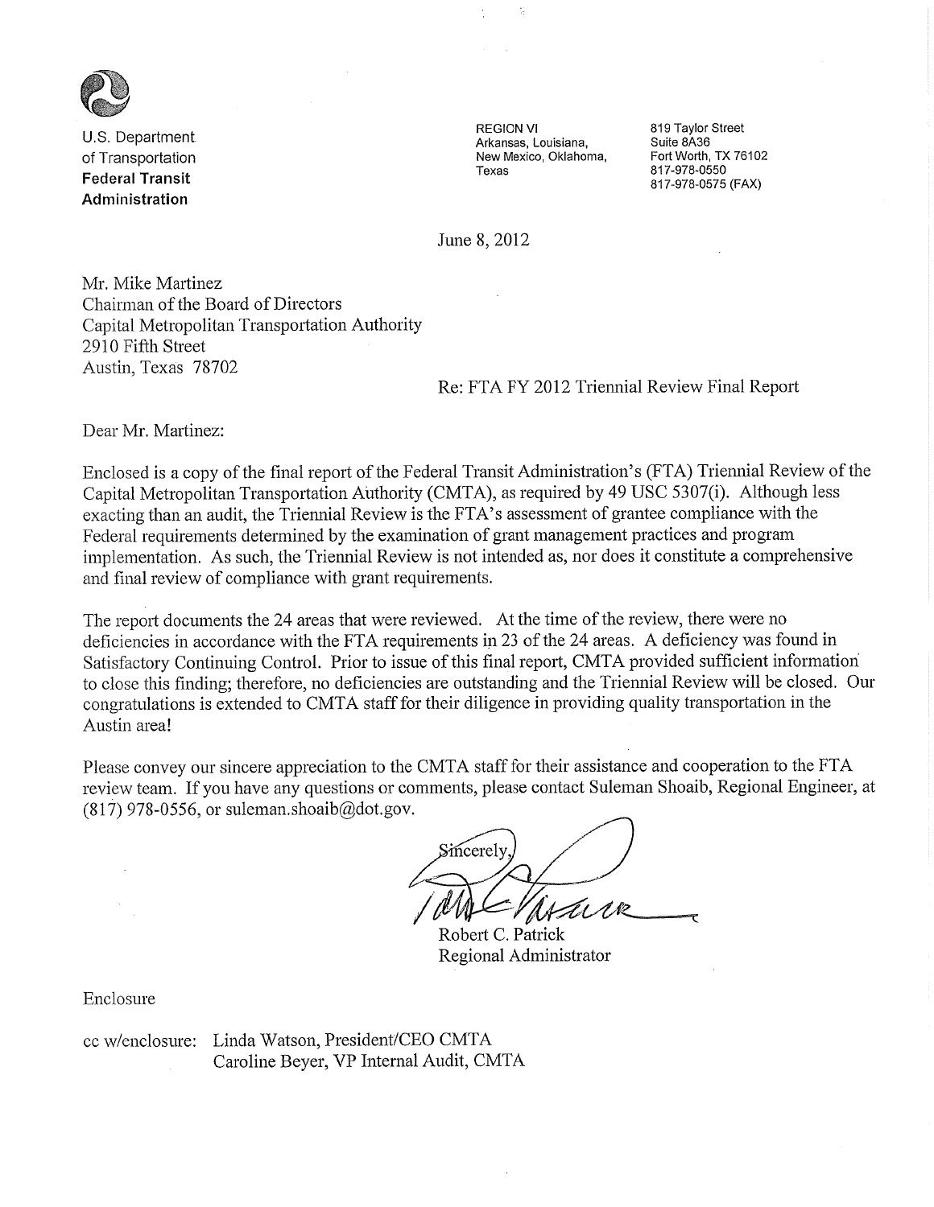U.S. Department of Transportation
**Federal Transit Administration**

REGION VI
Arkansas, Louisiana, New Mexico, Oklahoma, Texas

819 Taylor Street
Suite 8A36
Fort Worth, TX 76102
817-978-0550
817-978-0575 (FAX)

June 8, 2012

Mr. Mike Martinez
Chairman of the Board of Directors
Capital Metropolitan Transportation Authority
2910 Fifth Street
Austin, Texas 78702

Re: FTA FY 2012 Triennial Review Final Report

Dear Mr. Martinez:

Enclosed is a copy of the final report of the Federal Transit Administration's (FTA) Triennial Review of the Capital Metropolitan Transportation Authority (CMTA), as required by 49 USC 5307(i). Although less exacting than an audit, the Triennial Review is the FTA's assessment of grantee compliance with the Federal requirements determined by the examination of grant management practices and program implementation. As such, the Triennial Review is not intended as, nor does it constitute a comprehensive and final review of compliance with grant requirements.

The report documents the 24 areas that were reviewed. At the time of the review, there were no deficiencies in accordance with the FTA requirements in 23 of the 24 areas. A deficiency was found in Satisfactory Continuing Control. Prior to issue of this final report, CMTA provided sufficient information to close this finding; therefore, no deficiencies are outstanding and the Triennial Review will be closed. Our congratulations is extended to CMTA staff for their diligence in providing quality transportation in the Austin area!

Please convey our sincere appreciation to the CMTA staff for their assistance and cooperation to the FTA review team. If you have any questions or comments, please contact Suleman Shoaib, Regional Engineer, at (817) 978-0556, or suleman.shoaib@dot.gov.

Sincerely,

Robert C. Patrick
Regional Administrator

Enclosure

cc w/enclosure: Linda Watson, President/CEO CMTA
Caroline Beyer, VP Internal Audit, CMTA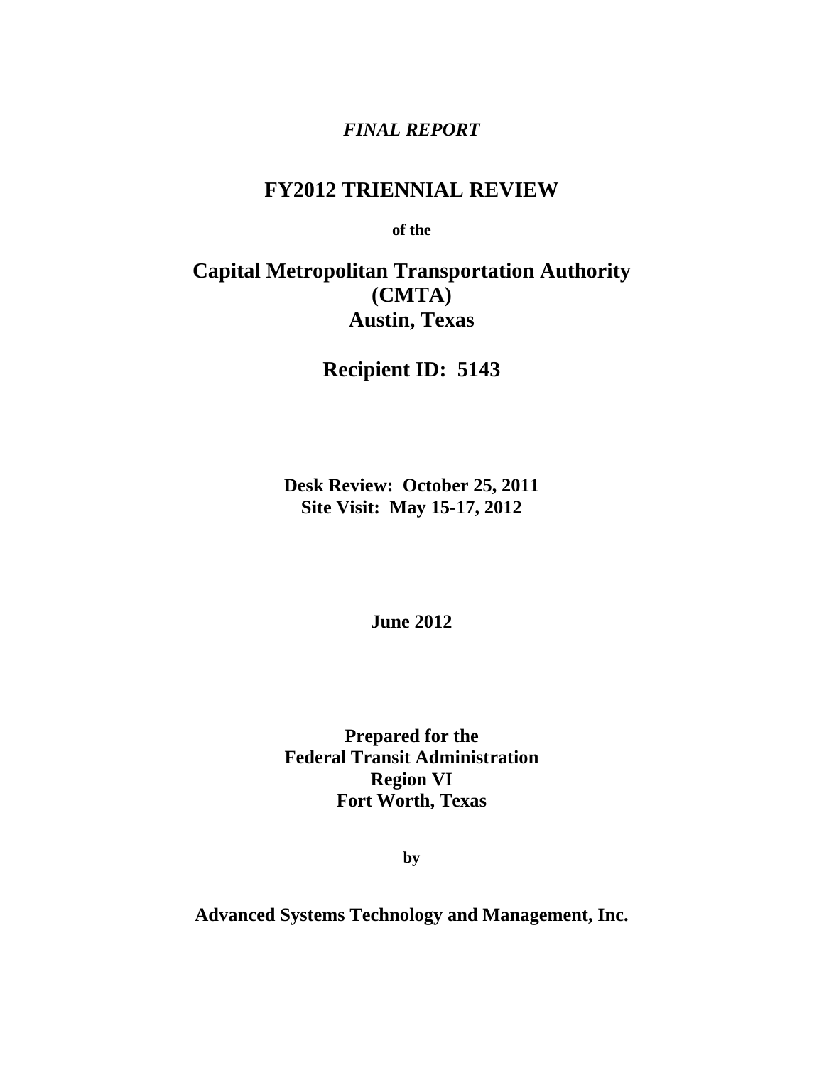*FINAL REPORT*

# FY2012 TRIENNIAL REVIEW

**of the**

# Capital Metropolitan Transportation Authority (CMTA) Austin, Texas

## Recipient ID: 5143

**Desk Review: October 25, 2011**
**Site Visit: May 15-17, 2012**

**June 2012**

**Prepared for the**
**Federal Transit Administration**
**Region VI**
**Fort Worth, Texas**

**by**

**Advanced Systems Technology and Management, Inc.**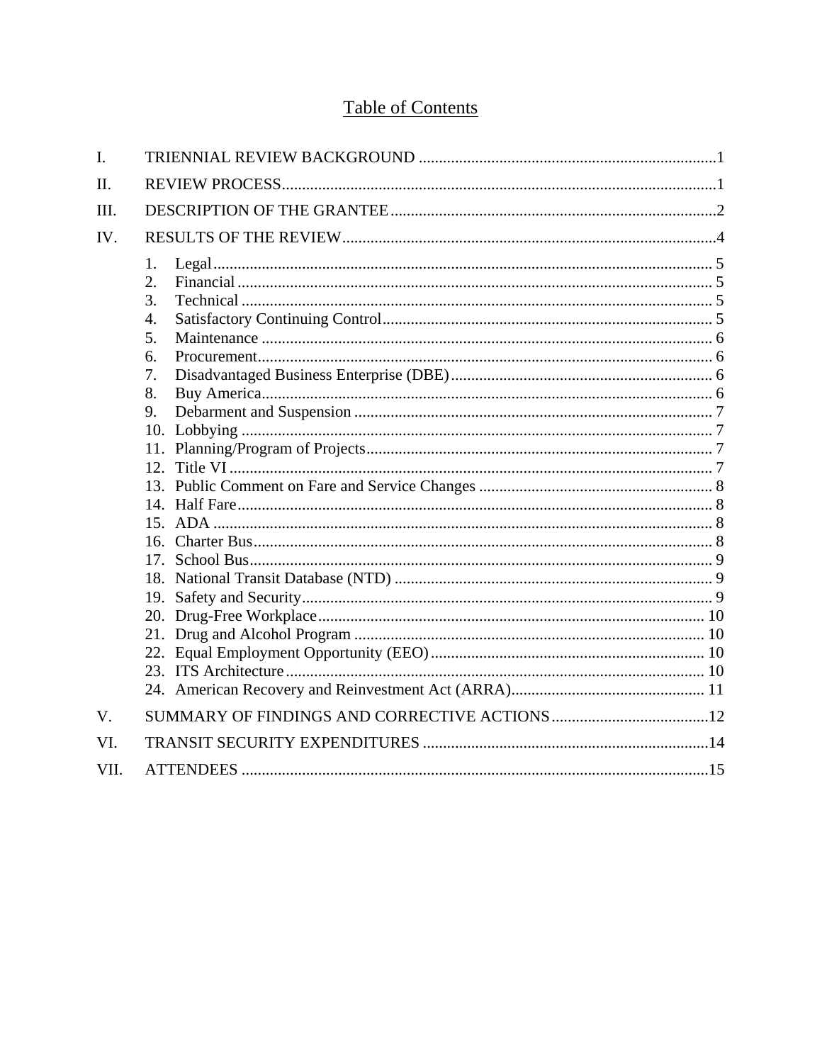# Table of Contents

I. TRIENNIAL REVIEW BACKGROUND .......... 1

II. REVIEW PROCESS .......... 1

III. DESCRIPTION OF THE GRANTEE .......... 2

IV. RESULTS OF THE REVIEW .......... 4

1. Legal .......... 5
2. Financial .......... 5
3. Technical .......... 5
4. Satisfactory Continuing Control .......... 5
5. Maintenance .......... 6
6. Procurement .......... 6
7. Disadvantaged Business Enterprise (DBE) .......... 6
8. Buy America .......... 6
9. Debarment and Suspension .......... 7
10. Lobbying .......... 7
11. Planning/Program of Projects .......... 7
12. Title VI .......... 7
13. Public Comment on Fare and Service Changes .......... 8
14. Half Fare .......... 8
15. ADA .......... 8
16. Charter Bus .......... 8
17. School Bus .......... 9
18. National Transit Database (NTD) .......... 9
19. Safety and Security .......... 9
20. Drug-Free Workplace .......... 10
21. Drug and Alcohol Program .......... 10
22. Equal Employment Opportunity (EEO) .......... 10
23. ITS Architecture .......... 10
24. American Recovery and Reinvestment Act (ARRA) .......... 11

V. SUMMARY OF FINDINGS AND CORRECTIVE ACTIONS .......... 12

VI. TRANSIT SECURITY EXPENDITURES .......... 14

VII. ATTENDEES .......... 15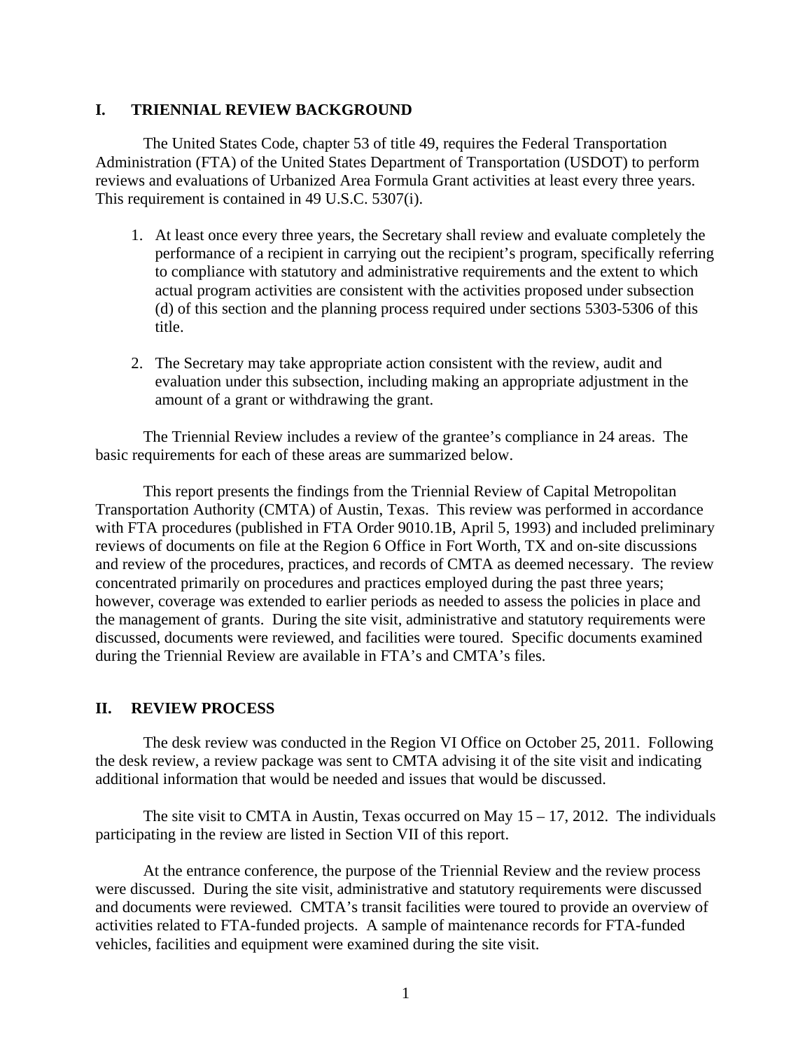## I. TRIENNIAL REVIEW BACKGROUND

The United States Code, chapter 53 of title 49, requires the Federal Transportation Administration (FTA) of the United States Department of Transportation (USDOT) to perform reviews and evaluations of Urbanized Area Formula Grant activities at least every three years. This requirement is contained in 49 U.S.C. 5307(i).

1. At least once every three years, the Secretary shall review and evaluate completely the performance of a recipient in carrying out the recipient's program, specifically referring to compliance with statutory and administrative requirements and the extent to which actual program activities are consistent with the activities proposed under subsection (d) of this section and the planning process required under sections 5303-5306 of this title.

2. The Secretary may take appropriate action consistent with the review, audit and evaluation under this subsection, including making an appropriate adjustment in the amount of a grant or withdrawing the grant.

The Triennial Review includes a review of the grantee's compliance in 24 areas. The basic requirements for each of these areas are summarized below.

This report presents the findings from the Triennial Review of Capital Metropolitan Transportation Authority (CMTA) of Austin, Texas. This review was performed in accordance with FTA procedures (published in FTA Order 9010.1B, April 5, 1993) and included preliminary reviews of documents on file at the Region 6 Office in Fort Worth, TX and on-site discussions and review of the procedures, practices, and records of CMTA as deemed necessary. The review concentrated primarily on procedures and practices employed during the past three years; however, coverage was extended to earlier periods as needed to assess the policies in place and the management of grants. During the site visit, administrative and statutory requirements were discussed, documents were reviewed, and facilities were toured. Specific documents examined during the Triennial Review are available in FTA's and CMTA's files.

## II. REVIEW PROCESS

The desk review was conducted in the Region VI Office on October 25, 2011. Following the desk review, a review package was sent to CMTA advising it of the site visit and indicating additional information that would be needed and issues that would be discussed.

The site visit to CMTA in Austin, Texas occurred on May 15 – 17, 2012. The individuals participating in the review are listed in Section VII of this report.

At the entrance conference, the purpose of the Triennial Review and the review process were discussed. During the site visit, administrative and statutory requirements were discussed and documents were reviewed. CMTA's transit facilities were toured to provide an overview of activities related to FTA-funded projects. A sample of maintenance records for FTA-funded vehicles, facilities and equipment were examined during the site visit.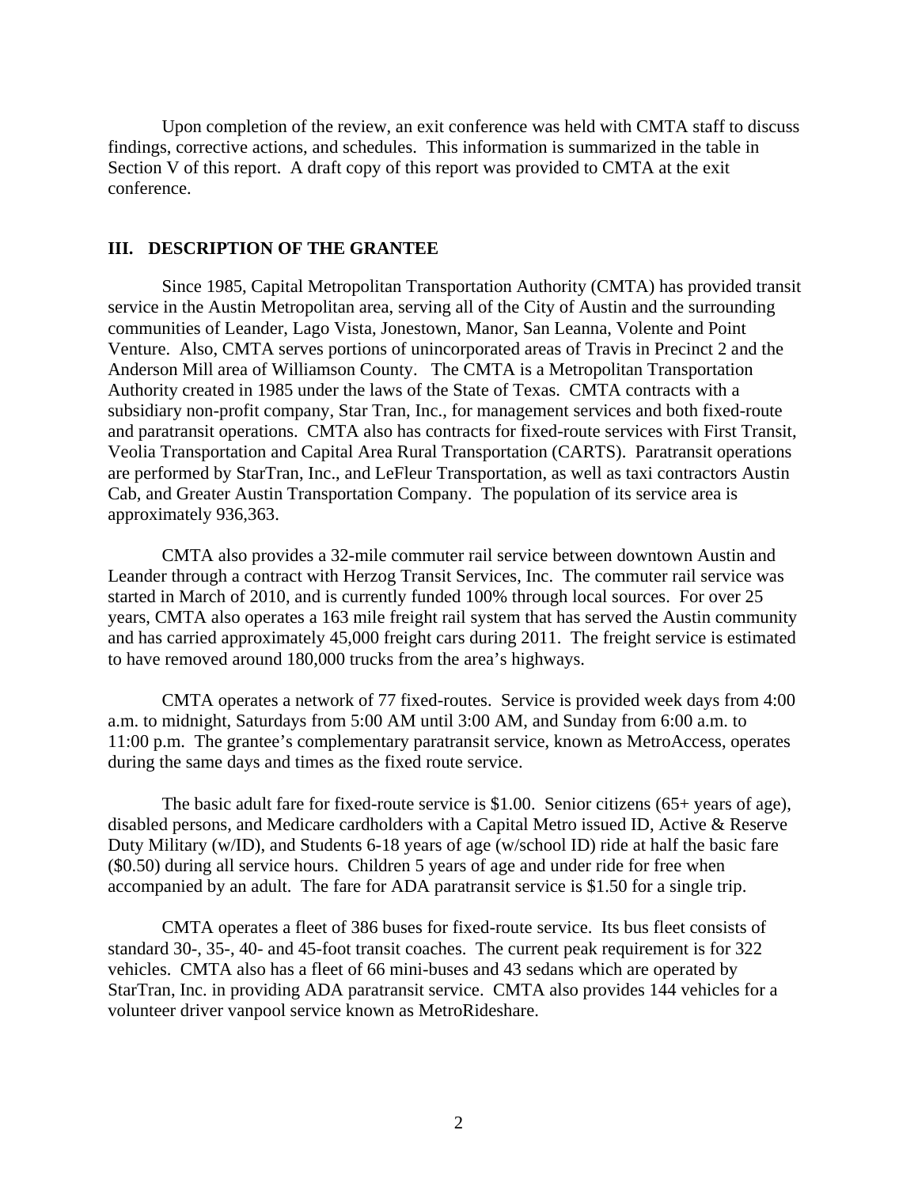Upon completion of the review, an exit conference was held with CMTA staff to discuss findings, corrective actions, and schedules. This information is summarized in the table in Section V of this report. A draft copy of this report was provided to CMTA at the exit conference.

## III. DESCRIPTION OF THE GRANTEE

Since 1985, Capital Metropolitan Transportation Authority (CMTA) has provided transit service in the Austin Metropolitan area, serving all of the City of Austin and the surrounding communities of Leander, Lago Vista, Jonestown, Manor, San Leanna, Volente and Point Venture. Also, CMTA serves portions of unincorporated areas of Travis in Precinct 2 and the Anderson Mill area of Williamson County. The CMTA is a Metropolitan Transportation Authority created in 1985 under the laws of the State of Texas. CMTA contracts with a subsidiary non-profit company, Star Tran, Inc., for management services and both fixed-route and paratransit operations. CMTA also has contracts for fixed-route services with First Transit, Veolia Transportation and Capital Area Rural Transportation (CARTS). Paratransit operations are performed by StarTran, Inc., and LeFleur Transportation, as well as taxi contractors Austin Cab, and Greater Austin Transportation Company. The population of its service area is approximately 936,363.

CMTA also provides a 32-mile commuter rail service between downtown Austin and Leander through a contract with Herzog Transit Services, Inc. The commuter rail service was started in March of 2010, and is currently funded 100% through local sources. For over 25 years, CMTA also operates a 163 mile freight rail system that has served the Austin community and has carried approximately 45,000 freight cars during 2011. The freight service is estimated to have removed around 180,000 trucks from the area's highways.

CMTA operates a network of 77 fixed-routes. Service is provided week days from 4:00 a.m. to midnight, Saturdays from 5:00 AM until 3:00 AM, and Sunday from 6:00 a.m. to 11:00 p.m. The grantee's complementary paratransit service, known as MetroAccess, operates during the same days and times as the fixed route service.

The basic adult fare for fixed-route service is $1.00. Senior citizens (65+ years of age), disabled persons, and Medicare cardholders with a Capital Metro issued ID, Active & Reserve Duty Military (w/ID), and Students 6-18 years of age (w/school ID) ride at half the basic fare ($0.50) during all service hours. Children 5 years of age and under ride for free when accompanied by an adult. The fare for ADA paratransit service is $1.50 for a single trip.

CMTA operates a fleet of 386 buses for fixed-route service. Its bus fleet consists of standard 30-, 35-, 40- and 45-foot transit coaches. The current peak requirement is for 322 vehicles. CMTA also has a fleet of 66 mini-buses and 43 sedans which are operated by StarTran, Inc. in providing ADA paratransit service. CMTA also provides 144 vehicles for a volunteer driver vanpool service known as MetroRideshare.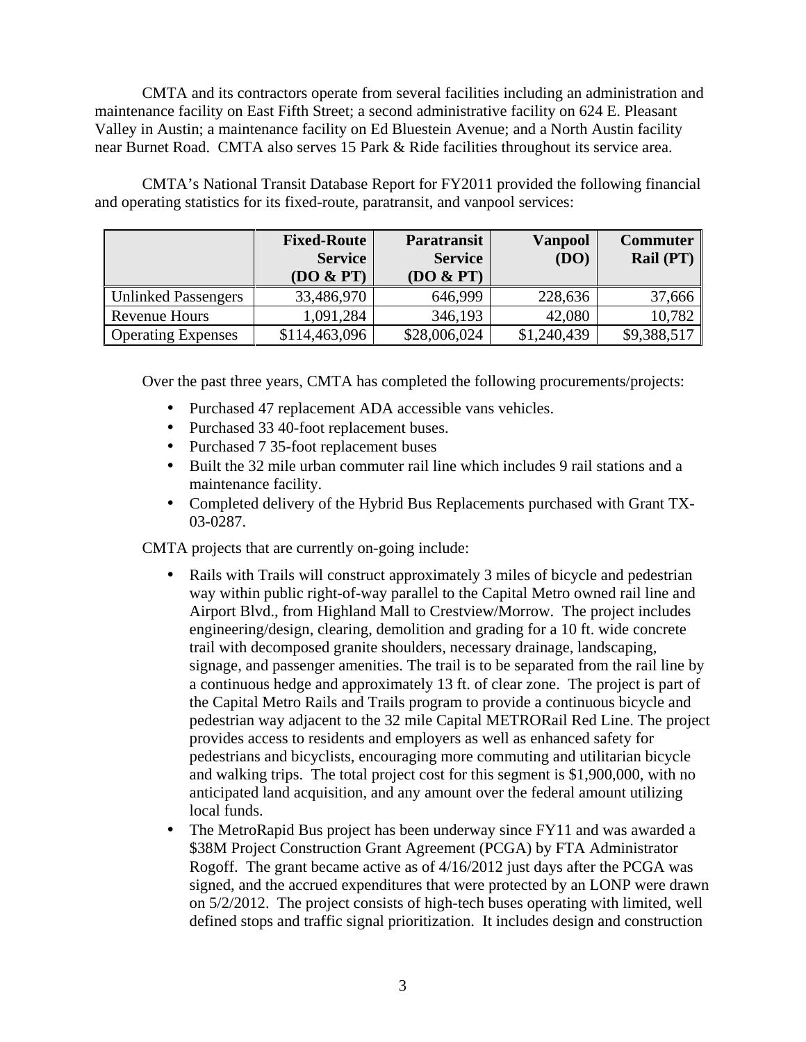CMTA and its contractors operate from several facilities including an administration and maintenance facility on East Fifth Street; a second administrative facility on 624 E. Pleasant Valley in Austin; a maintenance facility on Ed Bluestein Avenue; and a North Austin facility near Burnet Road. CMTA also serves 15 Park & Ride facilities throughout its service area.

CMTA's National Transit Database Report for FY2011 provided the following financial and operating statistics for its fixed-route, paratransit, and vanpool services:

| | Fixed-Route Service (DO & PT) | Paratransit Service (DO & PT) | Vanpool (DO) | Commuter Rail (PT) |
|---|---|---|---|---|
| Unlinked Passengers | 33,486,970 | 646,999 | 228,636 | 37,666 |
| Revenue Hours | 1,091,284 | 346,193 | 42,080 | 10,782 |
| Operating Expenses | $114,463,096 | $28,006,024 | $1,240,439 | $9,388,517 |

Over the past three years, CMTA has completed the following procurements/projects:

- Purchased 47 replacement ADA accessible vans vehicles.
- Purchased 33 40-foot replacement buses.
- Purchased 7 35-foot replacement buses
- Built the 32 mile urban commuter rail line which includes 9 rail stations and a maintenance facility.
- Completed delivery of the Hybrid Bus Replacements purchased with Grant TX-03-0287.

CMTA projects that are currently on-going include:

- Rails with Trails will construct approximately 3 miles of bicycle and pedestrian way within public right-of-way parallel to the Capital Metro owned rail line and Airport Blvd., from Highland Mall to Crestview/Morrow. The project includes engineering/design, clearing, demolition and grading for a 10 ft. wide concrete trail with decomposed granite shoulders, necessary drainage, landscaping, signage, and passenger amenities. The trail is to be separated from the rail line by a continuous hedge and approximately 13 ft. of clear zone. The project is part of the Capital Metro Rails and Trails program to provide a continuous bicycle and pedestrian way adjacent to the 32 mile Capital METRORail Red Line. The project provides access to residents and employers as well as enhanced safety for pedestrians and bicyclists, encouraging more commuting and utilitarian bicycle and walking trips. The total project cost for this segment is $1,900,000, with no anticipated land acquisition, and any amount over the federal amount utilizing local funds.
- The MetroRapid Bus project has been underway since FY11 and was awarded a $38M Project Construction Grant Agreement (PCGA) by FTA Administrator Rogoff. The grant became active as of 4/16/2012 just days after the PCGA was signed, and the accrued expenditures that were protected by an LONP were drawn on 5/2/2012. The project consists of high-tech buses operating with limited, well defined stops and traffic signal prioritization. It includes design and construction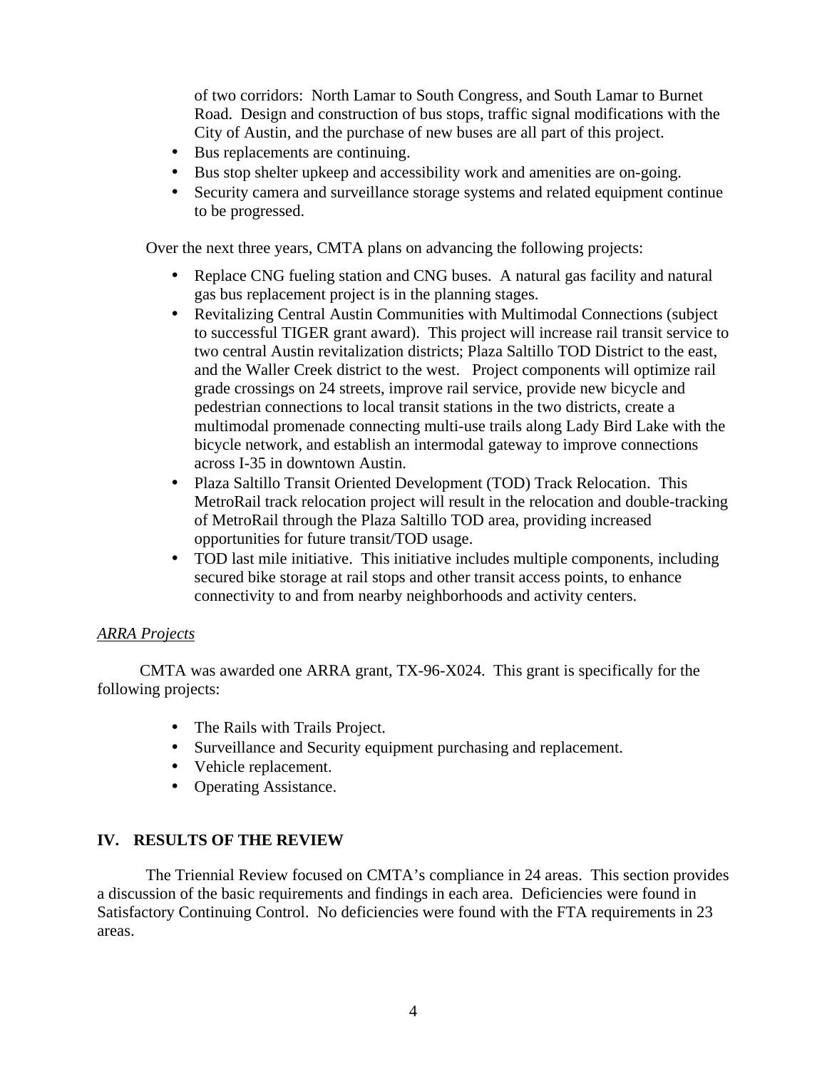of two corridors: North Lamar to South Congress, and South Lamar to Burnet Road. Design and construction of bus stops, traffic signal modifications with the City of Austin, and the purchase of new buses are all part of this project.

- Bus replacements are continuing.
- Bus stop shelter upkeep and accessibility work and amenities are on-going.
- Security camera and surveillance storage systems and related equipment continue to be progressed.

Over the next three years, CMTA plans on advancing the following projects:

- Replace CNG fueling station and CNG buses. A natural gas facility and natural gas bus replacement project is in the planning stages.
- Revitalizing Central Austin Communities with Multimodal Connections (subject to successful TIGER grant award). This project will increase rail transit service to two central Austin revitalization districts; Plaza Saltillo TOD District to the east, and the Waller Creek district to the west. Project components will optimize rail grade crossings on 24 streets, improve rail service, provide new bicycle and pedestrian connections to local transit stations in the two districts, create a multimodal promenade connecting multi-use trails along Lady Bird Lake with the bicycle network, and establish an intermodal gateway to improve connections across I-35 in downtown Austin.
- Plaza Saltillo Transit Oriented Development (TOD) Track Relocation. This MetroRail track relocation project will result in the relocation and double-tracking of MetroRail through the Plaza Saltillo TOD area, providing increased opportunities for future transit/TOD usage.
- TOD last mile initiative. This initiative includes multiple components, including secured bike storage at rail stops and other transit access points, to enhance connectivity to and from nearby neighborhoods and activity centers.

*ARRA Projects*

CMTA was awarded one ARRA grant, TX-96-X024. This grant is specifically for the following projects:

- The Rails with Trails Project.
- Surveillance and Security equipment purchasing and replacement.
- Vehicle replacement.
- Operating Assistance.

## IV. RESULTS OF THE REVIEW

The Triennial Review focused on CMTA's compliance in 24 areas. This section provides a discussion of the basic requirements and findings in each area. Deficiencies were found in Satisfactory Continuing Control. No deficiencies were found with the FTA requirements in 23 areas.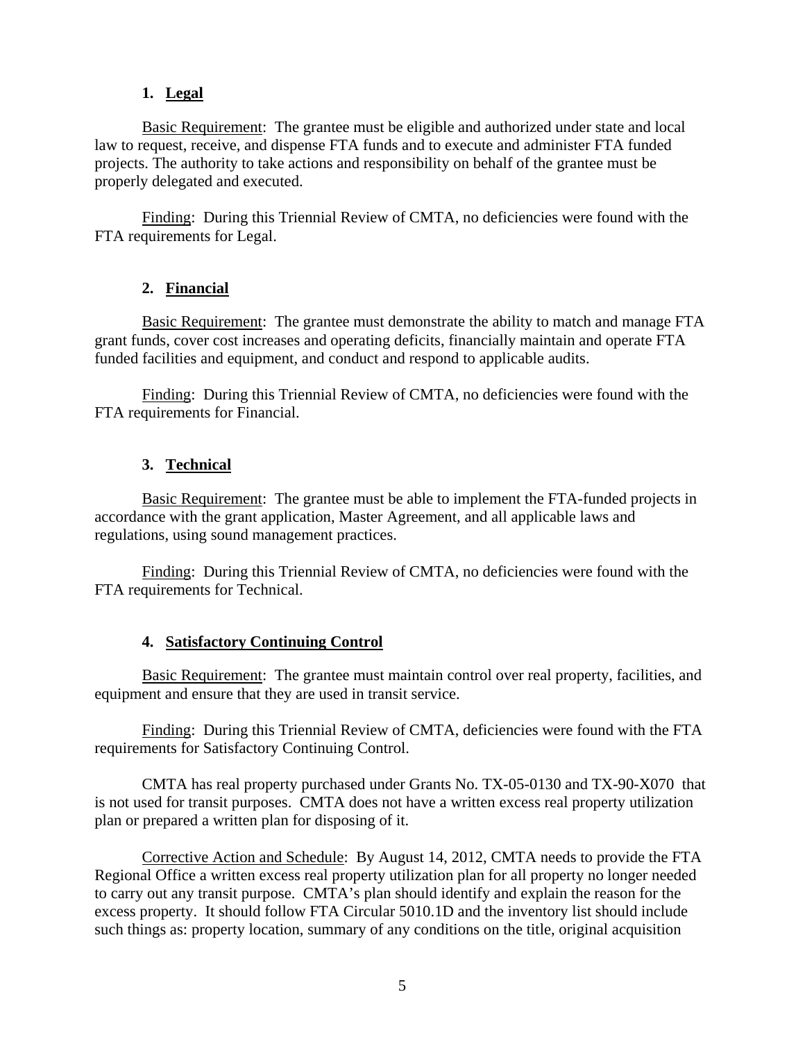### 1. Legal

Basic Requirement: The grantee must be eligible and authorized under state and local law to request, receive, and dispense FTA funds and to execute and administer FTA funded projects. The authority to take actions and responsibility on behalf of the grantee must be properly delegated and executed.

Finding: During this Triennial Review of CMTA, no deficiencies were found with the FTA requirements for Legal.

### 2. Financial

Basic Requirement: The grantee must demonstrate the ability to match and manage FTA grant funds, cover cost increases and operating deficits, financially maintain and operate FTA funded facilities and equipment, and conduct and respond to applicable audits.

Finding: During this Triennial Review of CMTA, no deficiencies were found with the FTA requirements for Financial.

### 3. Technical

Basic Requirement: The grantee must be able to implement the FTA-funded projects in accordance with the grant application, Master Agreement, and all applicable laws and regulations, using sound management practices.

Finding: During this Triennial Review of CMTA, no deficiencies were found with the FTA requirements for Technical.

### 4. Satisfactory Continuing Control

Basic Requirement: The grantee must maintain control over real property, facilities, and equipment and ensure that they are used in transit service.

Finding: During this Triennial Review of CMTA, deficiencies were found with the FTA requirements for Satisfactory Continuing Control.

CMTA has real property purchased under Grants No. TX-05-0130 and TX-90-X070 that is not used for transit purposes. CMTA does not have a written excess real property utilization plan or prepared a written plan for disposing of it.

Corrective Action and Schedule: By August 14, 2012, CMTA needs to provide the FTA Regional Office a written excess real property utilization plan for all property no longer needed to carry out any transit purpose. CMTA's plan should identify and explain the reason for the excess property. It should follow FTA Circular 5010.1D and the inventory list should include such things as: property location, summary of any conditions on the title, original acquisition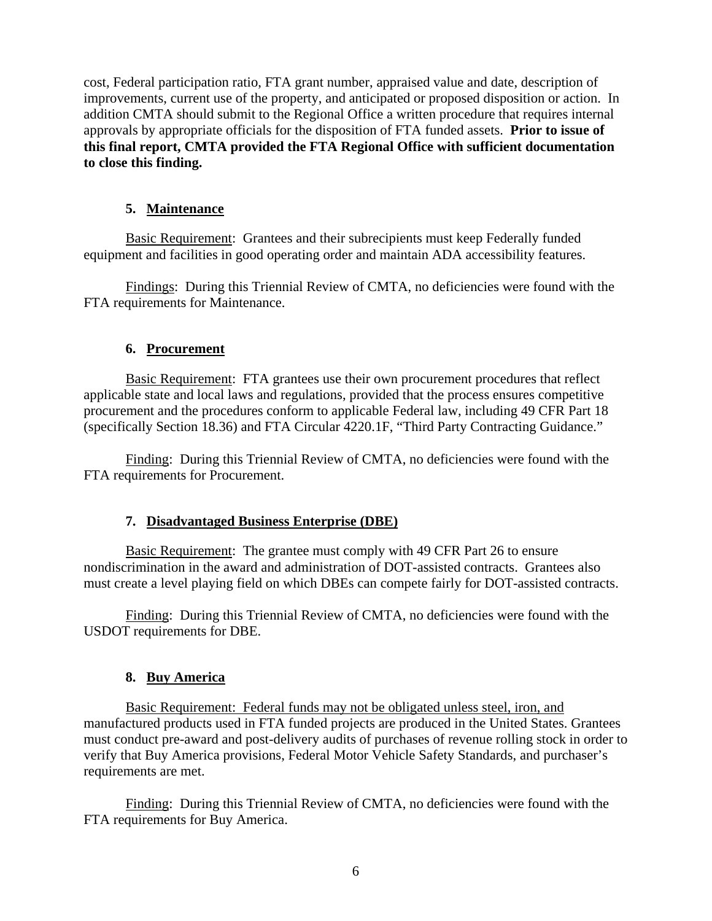cost, Federal participation ratio, FTA grant number, appraised value and date, description of improvements, current use of the property, and anticipated or proposed disposition or action. In addition CMTA should submit to the Regional Office a written procedure that requires internal approvals by appropriate officials for the disposition of FTA funded assets. **Prior to issue of this final report, CMTA provided the FTA Regional Office with sufficient documentation to close this finding.**

### 5. Maintenance

Basic Requirement: Grantees and their subrecipients must keep Federally funded equipment and facilities in good operating order and maintain ADA accessibility features.

Findings: During this Triennial Review of CMTA, no deficiencies were found with the FTA requirements for Maintenance.

### 6. Procurement

Basic Requirement: FTA grantees use their own procurement procedures that reflect applicable state and local laws and regulations, provided that the process ensures competitive procurement and the procedures conform to applicable Federal law, including 49 CFR Part 18 (specifically Section 18.36) and FTA Circular 4220.1F, "Third Party Contracting Guidance."

Finding: During this Triennial Review of CMTA, no deficiencies were found with the FTA requirements for Procurement.

### 7. Disadvantaged Business Enterprise (DBE)

Basic Requirement: The grantee must comply with 49 CFR Part 26 to ensure nondiscrimination in the award and administration of DOT-assisted contracts. Grantees also must create a level playing field on which DBEs can compete fairly for DOT-assisted contracts.

Finding: During this Triennial Review of CMTA, no deficiencies were found with the USDOT requirements for DBE.

### 8. Buy America

Basic Requirement: Federal funds may not be obligated unless steel, iron, and manufactured products used in FTA funded projects are produced in the United States. Grantees must conduct pre-award and post-delivery audits of purchases of revenue rolling stock in order to verify that Buy America provisions, Federal Motor Vehicle Safety Standards, and purchaser's requirements are met.

Finding: During this Triennial Review of CMTA, no deficiencies were found with the FTA requirements for Buy America.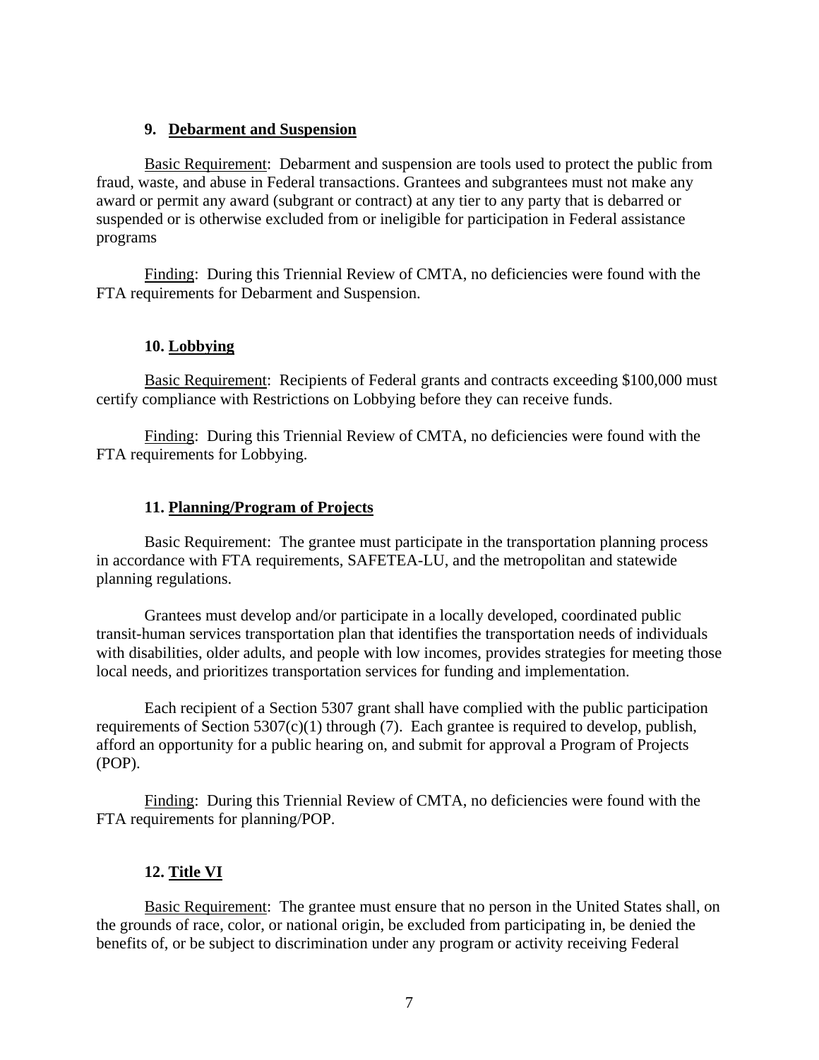### 9. Debarment and Suspension

Basic Requirement: Debarment and suspension are tools used to protect the public from fraud, waste, and abuse in Federal transactions. Grantees and subgrantees must not make any award or permit any award (subgrant or contract) at any tier to any party that is debarred or suspended or is otherwise excluded from or ineligible for participation in Federal assistance programs

Finding: During this Triennial Review of CMTA, no deficiencies were found with the FTA requirements for Debarment and Suspension.

### 10. Lobbying

Basic Requirement: Recipients of Federal grants and contracts exceeding $100,000 must certify compliance with Restrictions on Lobbying before they can receive funds.

Finding: During this Triennial Review of CMTA, no deficiencies were found with the FTA requirements for Lobbying.

### 11. Planning/Program of Projects

Basic Requirement: The grantee must participate in the transportation planning process in accordance with FTA requirements, SAFETEA-LU, and the metropolitan and statewide planning regulations.

Grantees must develop and/or participate in a locally developed, coordinated public transit-human services transportation plan that identifies the transportation needs of individuals with disabilities, older adults, and people with low incomes, provides strategies for meeting those local needs, and prioritizes transportation services for funding and implementation.

Each recipient of a Section 5307 grant shall have complied with the public participation requirements of Section 5307(c)(1) through (7). Each grantee is required to develop, publish, afford an opportunity for a public hearing on, and submit for approval a Program of Projects (POP).

Finding: During this Triennial Review of CMTA, no deficiencies were found with the FTA requirements for planning/POP.

### 12. Title VI

Basic Requirement: The grantee must ensure that no person in the United States shall, on the grounds of race, color, or national origin, be excluded from participating in, be denied the benefits of, or be subject to discrimination under any program or activity receiving Federal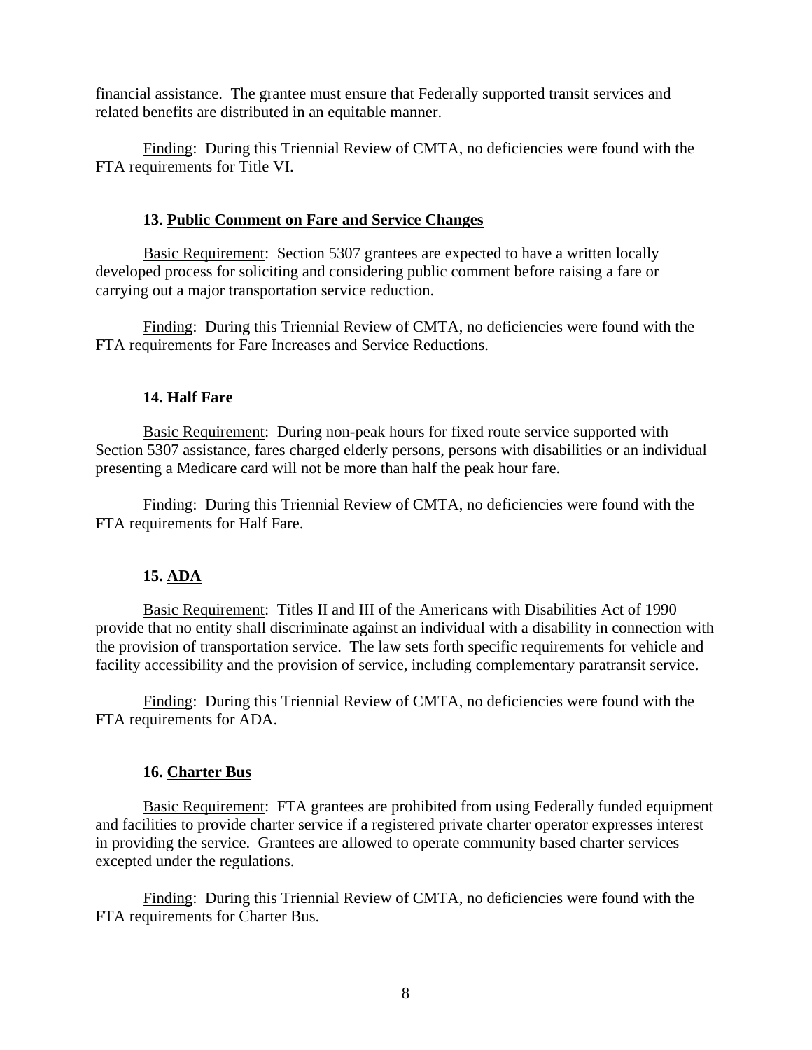financial assistance. The grantee must ensure that Federally supported transit services and related benefits are distributed in an equitable manner.

Finding: During this Triennial Review of CMTA, no deficiencies were found with the FTA requirements for Title VI.

### 13. Public Comment on Fare and Service Changes

Basic Requirement: Section 5307 grantees are expected to have a written locally developed process for soliciting and considering public comment before raising a fare or carrying out a major transportation service reduction.

Finding: During this Triennial Review of CMTA, no deficiencies were found with the FTA requirements for Fare Increases and Service Reductions.

### 14. Half Fare

Basic Requirement: During non-peak hours for fixed route service supported with Section 5307 assistance, fares charged elderly persons, persons with disabilities or an individual presenting a Medicare card will not be more than half the peak hour fare.

Finding: During this Triennial Review of CMTA, no deficiencies were found with the FTA requirements for Half Fare.

### 15. ADA

Basic Requirement: Titles II and III of the Americans with Disabilities Act of 1990 provide that no entity shall discriminate against an individual with a disability in connection with the provision of transportation service. The law sets forth specific requirements for vehicle and facility accessibility and the provision of service, including complementary paratransit service.

Finding: During this Triennial Review of CMTA, no deficiencies were found with the FTA requirements for ADA.

### 16. Charter Bus

Basic Requirement: FTA grantees are prohibited from using Federally funded equipment and facilities to provide charter service if a registered private charter operator expresses interest in providing the service. Grantees are allowed to operate community based charter services excepted under the regulations.

Finding: During this Triennial Review of CMTA, no deficiencies were found with the FTA requirements for Charter Bus.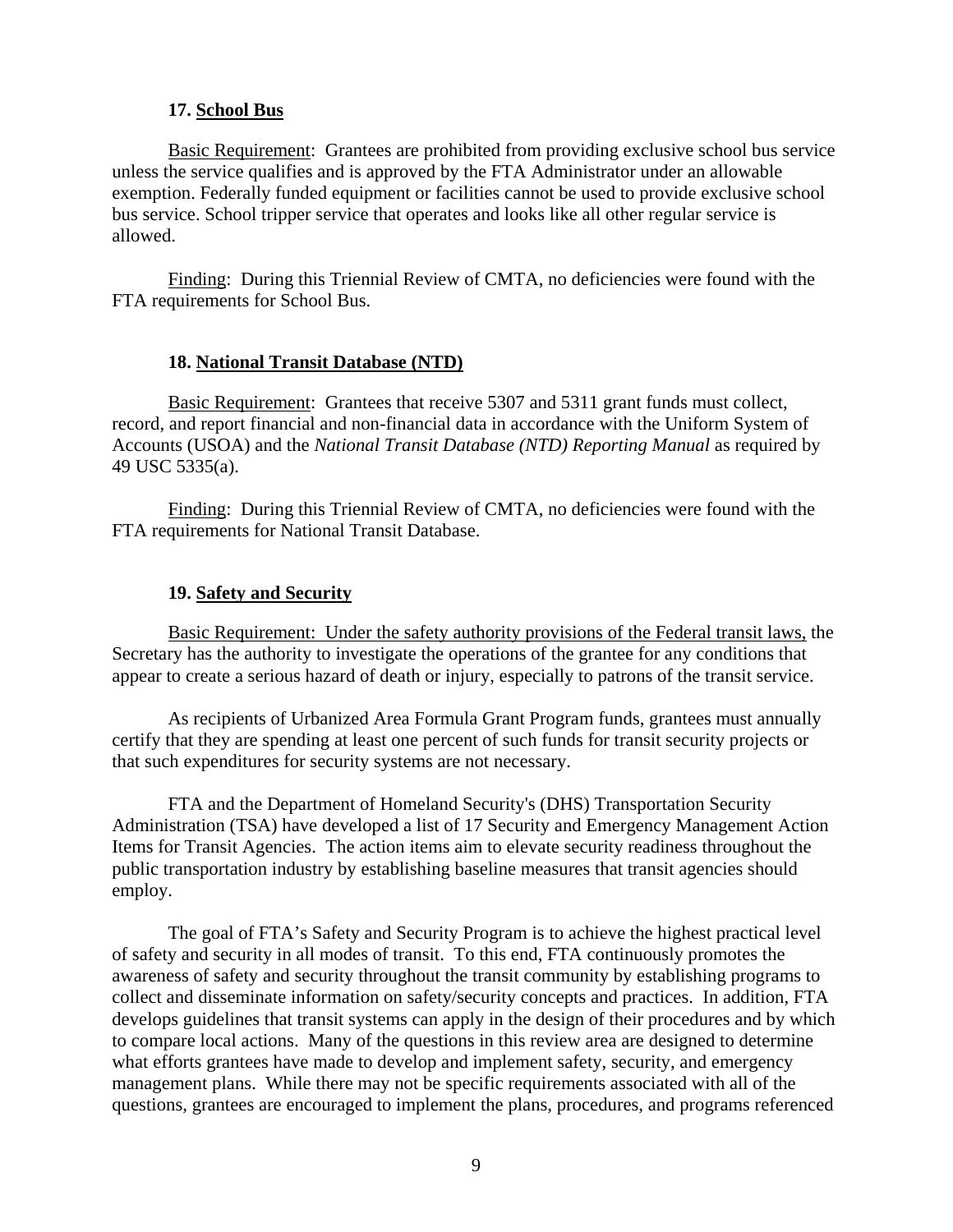### 17. School Bus

Basic Requirement: Grantees are prohibited from providing exclusive school bus service unless the service qualifies and is approved by the FTA Administrator under an allowable exemption. Federally funded equipment or facilities cannot be used to provide exclusive school bus service. School tripper service that operates and looks like all other regular service is allowed.

Finding: During this Triennial Review of CMTA, no deficiencies were found with the FTA requirements for School Bus.

### 18. National Transit Database (NTD)

Basic Requirement: Grantees that receive 5307 and 5311 grant funds must collect, record, and report financial and non-financial data in accordance with the Uniform System of Accounts (USOA) and the *National Transit Database (NTD) Reporting Manual* as required by 49 USC 5335(a).

Finding: During this Triennial Review of CMTA, no deficiencies were found with the FTA requirements for National Transit Database.

### 19. Safety and Security

Basic Requirement: Under the safety authority provisions of the Federal transit laws, the Secretary has the authority to investigate the operations of the grantee for any conditions that appear to create a serious hazard of death or injury, especially to patrons of the transit service.

As recipients of Urbanized Area Formula Grant Program funds, grantees must annually certify that they are spending at least one percent of such funds for transit security projects or that such expenditures for security systems are not necessary.

FTA and the Department of Homeland Security's (DHS) Transportation Security Administration (TSA) have developed a list of 17 Security and Emergency Management Action Items for Transit Agencies. The action items aim to elevate security readiness throughout the public transportation industry by establishing baseline measures that transit agencies should employ.

The goal of FTA's Safety and Security Program is to achieve the highest practical level of safety and security in all modes of transit. To this end, FTA continuously promotes the awareness of safety and security throughout the transit community by establishing programs to collect and disseminate information on safety/security concepts and practices. In addition, FTA develops guidelines that transit systems can apply in the design of their procedures and by which to compare local actions. Many of the questions in this review area are designed to determine what efforts grantees have made to develop and implement safety, security, and emergency management plans. While there may not be specific requirements associated with all of the questions, grantees are encouraged to implement the plans, procedures, and programs referenced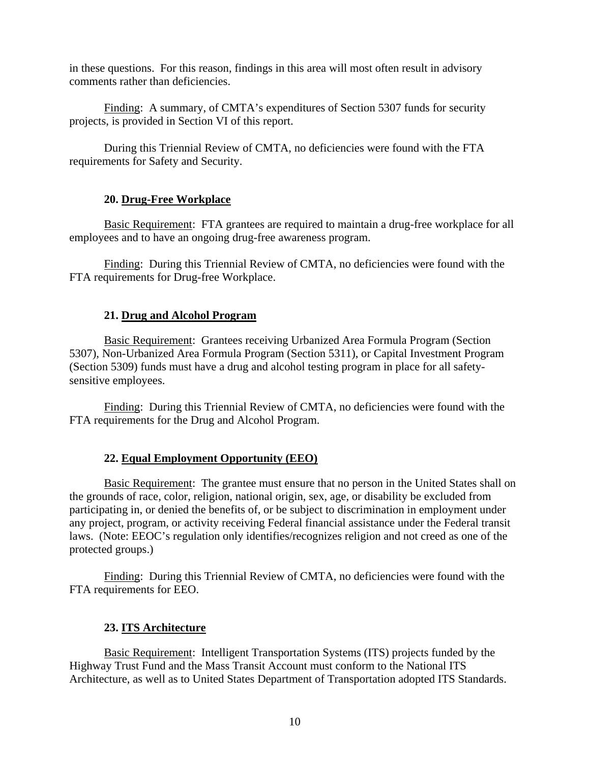in these questions. For this reason, findings in this area will most often result in advisory comments rather than deficiencies.

Finding: A summary, of CMTA's expenditures of Section 5307 funds for security projects, is provided in Section VI of this report.

During this Triennial Review of CMTA, no deficiencies were found with the FTA requirements for Safety and Security.

### 20. Drug-Free Workplace

Basic Requirement: FTA grantees are required to maintain a drug-free workplace for all employees and to have an ongoing drug-free awareness program.

Finding: During this Triennial Review of CMTA, no deficiencies were found with the FTA requirements for Drug-free Workplace.

### 21. Drug and Alcohol Program

Basic Requirement: Grantees receiving Urbanized Area Formula Program (Section 5307), Non-Urbanized Area Formula Program (Section 5311), or Capital Investment Program (Section 5309) funds must have a drug and alcohol testing program in place for all safety-sensitive employees.

Finding: During this Triennial Review of CMTA, no deficiencies were found with the FTA requirements for the Drug and Alcohol Program.

### 22. Equal Employment Opportunity (EEO)

Basic Requirement: The grantee must ensure that no person in the United States shall on the grounds of race, color, religion, national origin, sex, age, or disability be excluded from participating in, or denied the benefits of, or be subject to discrimination in employment under any project, program, or activity receiving Federal financial assistance under the Federal transit laws. (Note: EEOC's regulation only identifies/recognizes religion and not creed as one of the protected groups.)

Finding: During this Triennial Review of CMTA, no deficiencies were found with the FTA requirements for EEO.

### 23. ITS Architecture

Basic Requirement: Intelligent Transportation Systems (ITS) projects funded by the Highway Trust Fund and the Mass Transit Account must conform to the National ITS Architecture, as well as to United States Department of Transportation adopted ITS Standards.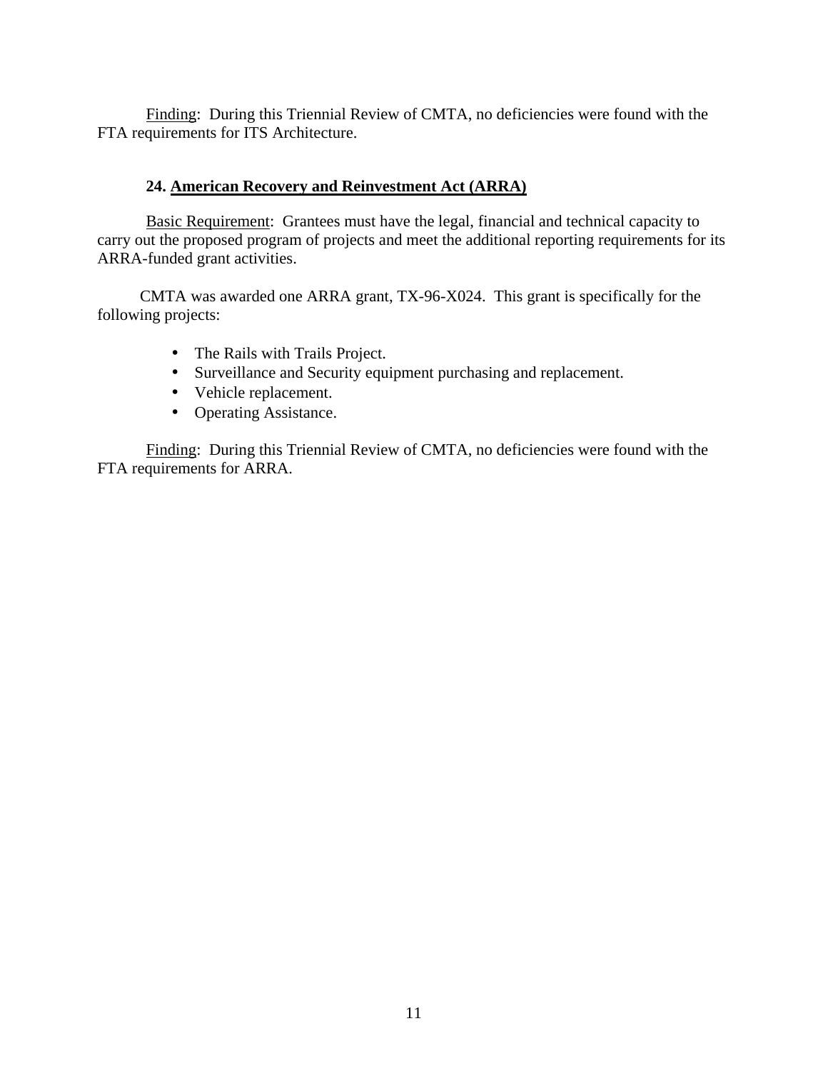Finding: During this Triennial Review of CMTA, no deficiencies were found with the FTA requirements for ITS Architecture.

### 24. American Recovery and Reinvestment Act (ARRA)

Basic Requirement: Grantees must have the legal, financial and technical capacity to carry out the proposed program of projects and meet the additional reporting requirements for its ARRA-funded grant activities.

CMTA was awarded one ARRA grant, TX-96-X024. This grant is specifically for the following projects:

- The Rails with Trails Project.
- Surveillance and Security equipment purchasing and replacement.
- Vehicle replacement.
- Operating Assistance.

Finding: During this Triennial Review of CMTA, no deficiencies were found with the FTA requirements for ARRA.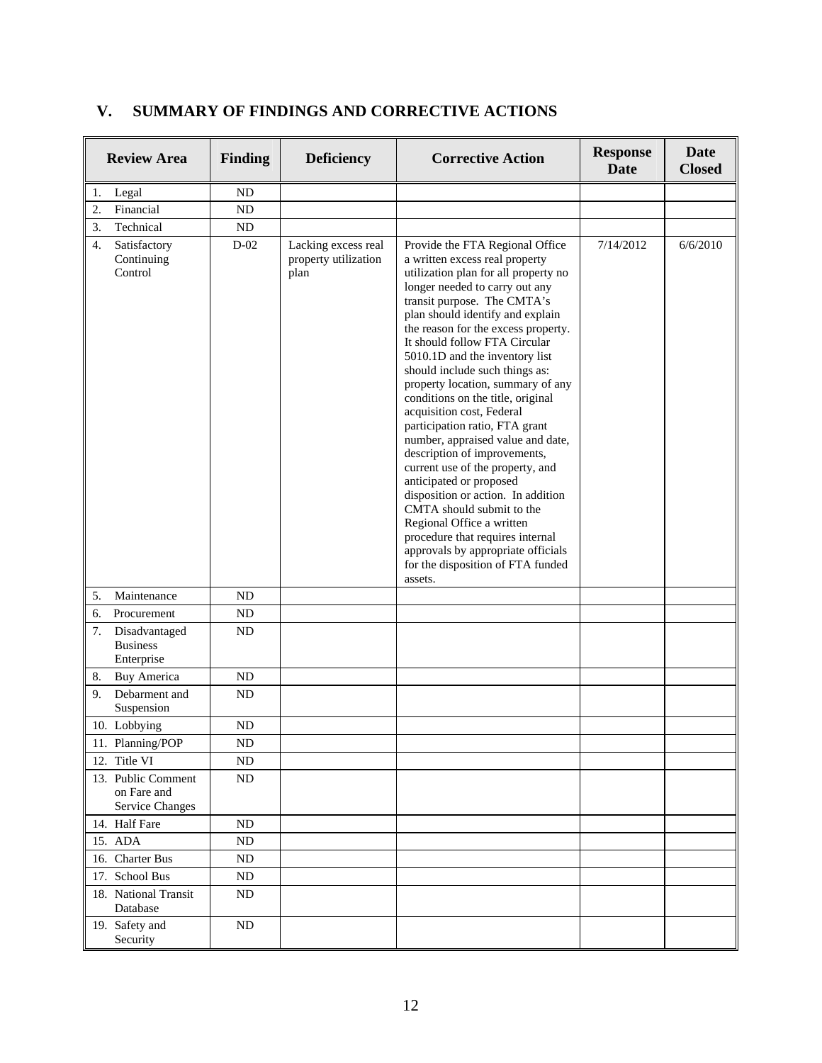## V. SUMMARY OF FINDINGS AND CORRECTIVE ACTIONS

| Review Area | Finding | Deficiency | Corrective Action | Response Date | Date Closed |
|---|---|---|---|---|---|
| 1. Legal | ND | | | | |
| 2. Financial | ND | | | | |
| 3. Technical | ND | | | | |
| 4. Satisfactory Continuing Control | D-02 | Lacking excess real property utilization plan | Provide the FTA Regional Office a written excess real property utilization plan for all property no longer needed to carry out any transit purpose. The CMTA's plan should identify and explain the reason for the excess property. It should follow FTA Circular 5010.1D and the inventory list should include such things as: property location, summary of any conditions on the title, original acquisition cost, Federal participation ratio, FTA grant number, appraised value and date, description of improvements, current use of the property, and anticipated or proposed disposition or action. In addition CMTA should submit to the Regional Office a written procedure that requires internal approvals by appropriate officials for the disposition of FTA funded assets. | 7/14/2012 | 6/6/2010 |
| 5. Maintenance | ND | | | | |
| 6. Procurement | ND | | | | |
| 7. Disadvantaged Business Enterprise | ND | | | | |
| 8. Buy America | ND | | | | |
| 9. Debarment and Suspension | ND | | | | |
| 10. Lobbying | ND | | | | |
| 11. Planning/POP | ND | | | | |
| 12. Title VI | ND | | | | |
| 13. Public Comment on Fare and Service Changes | ND | | | | |
| 14. Half Fare | ND | | | | |
| 15. ADA | ND | | | | |
| 16. Charter Bus | ND | | | | |
| 17. School Bus | ND | | | | |
| 18. National Transit Database | ND | | | | |
| 19. Safety and Security | ND | | | | |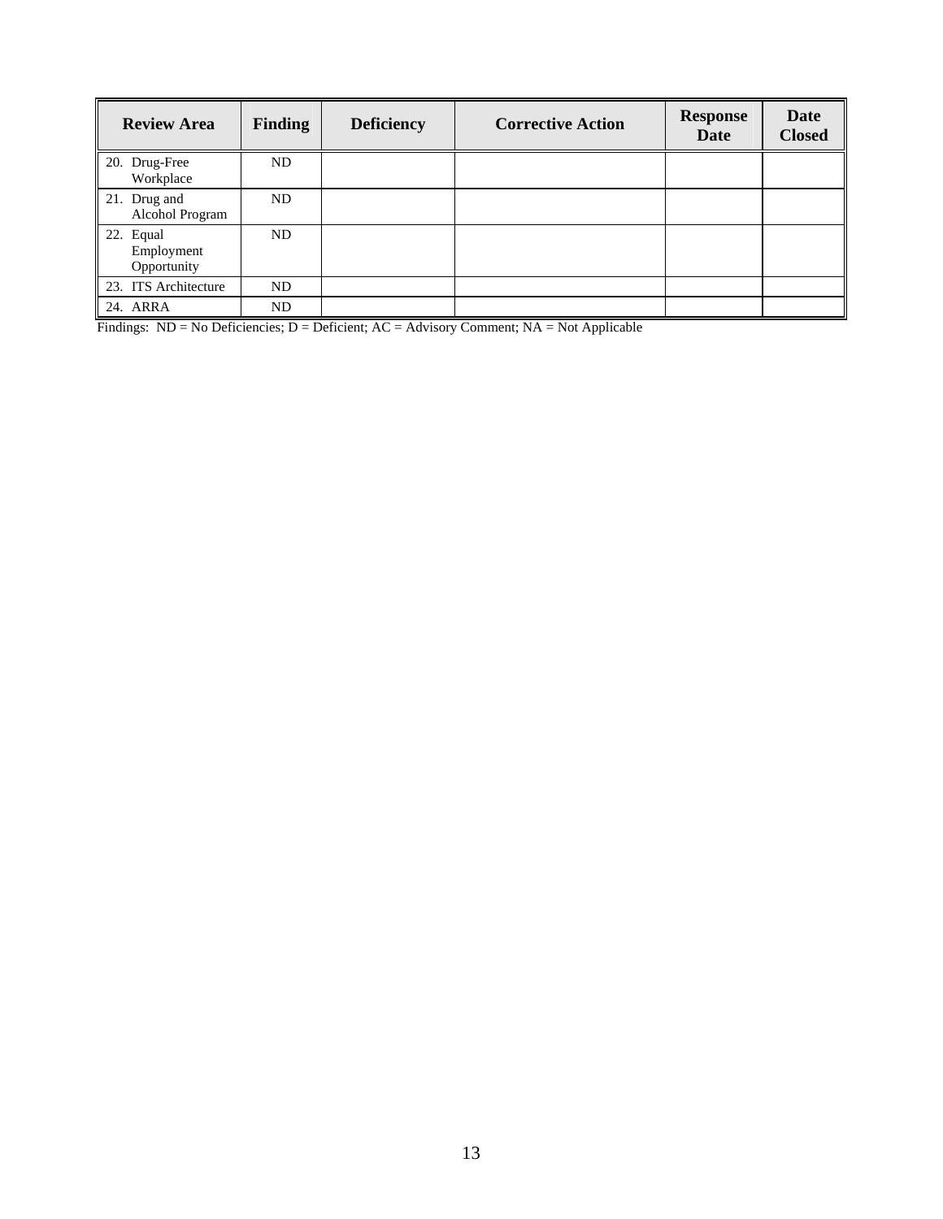| Review Area | Finding | Deficiency | Corrective Action | Response Date | Date Closed |
|---|---|---|---|---|---|
| 20. Drug-Free Workplace | ND | | | | |
| 21. Drug and Alcohol Program | ND | | | | |
| 22. Equal Employment Opportunity | ND | | | | |
| 23. ITS Architecture | ND | | | | |
| 24. ARRA | ND | | | | |

Findings: ND = No Deficiencies; D = Deficient; AC = Advisory Comment; NA = Not Applicable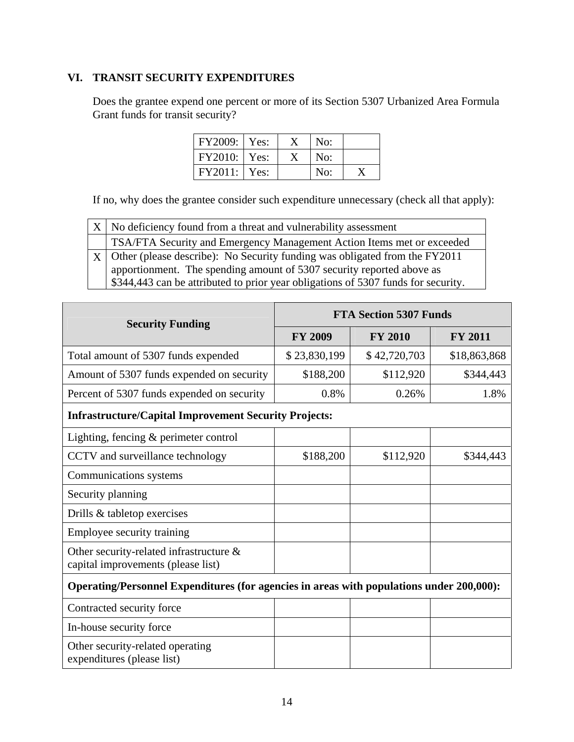## VI. TRANSIT SECURITY EXPENDITURES

Does the grantee expend one percent or more of its Section 5307 Urbanized Area Formula Grant funds for transit security?

| FY2009: | Yes: | X | No: | |
|---|---|---|---|---|
| FY2010: | Yes: | X | No: | |
| FY2011: | Yes: | | No: | X |

If no, why does the grantee consider such expenditure unnecessary (check all that apply):

| | |
|---|---|
| X | No deficiency found from a threat and vulnerability assessment |
| | TSA/FTA Security and Emergency Management Action Items met or exceeded |
| X | Other (please describe): No Security funding was obligated from the FY2011 apportionment. The spending amount of 5307 security reported above as $344,443 can be attributed to prior year obligations of 5307 funds for security. |

| Security Funding | FTA Section 5307 Funds | | |
|---|---|---|---|
| | FY 2009 | FY 2010 | FY 2011 |
| Total amount of 5307 funds expended | $ 23,830,199 | $ 42,720,703 | $18,863,868 |
| Amount of 5307 funds expended on security | $188,200 | $112,920 | $344,443 |
| Percent of 5307 funds expended on security | 0.8% | 0.26% | 1.8% |
| **Infrastructure/Capital Improvement Security Projects:** | | | |
| Lighting, fencing & perimeter control | | | |
| CCTV and surveillance technology | $188,200 | $112,920 | $344,443 |
| Communications systems | | | |
| Security planning | | | |
| Drills & tabletop exercises | | | |
| Employee security training | | | |
| Other security-related infrastructure & capital improvements (please list) | | | |
| **Operating/Personnel Expenditures (for agencies in areas with populations under 200,000):** | | | |
| Contracted security force | | | |
| In-house security force | | | |
| Other security-related operating expenditures (please list) | | | |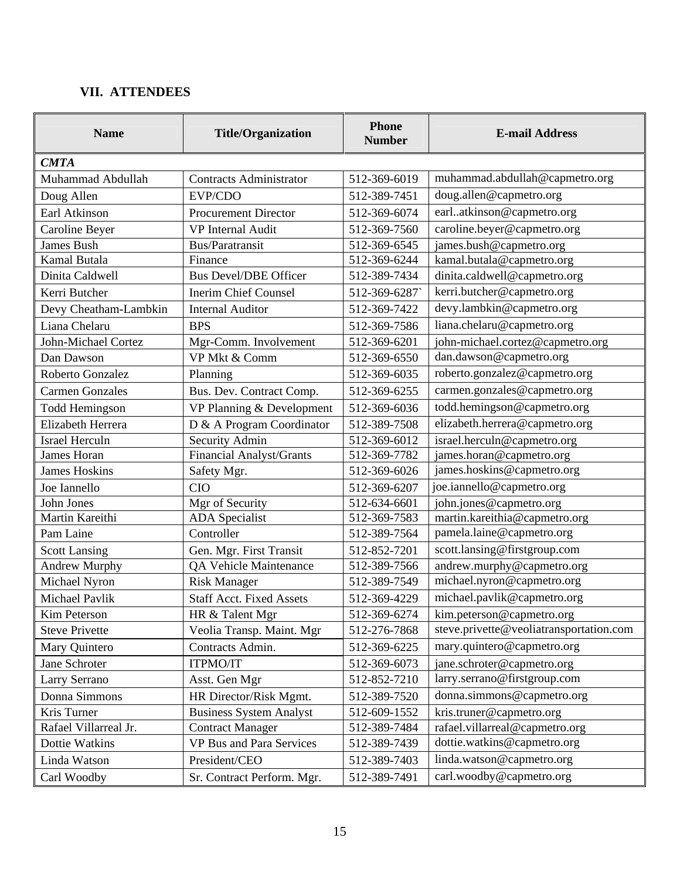## VII. ATTENDEES

| Name | Title/Organization | Phone Number | E-mail Address |
|---|---|---|---|
| ***CMTA*** | | | |
| Muhammad Abdullah | Contracts Administrator | 512-369-6019 | muhammad.abdullah@capmetro.org |
| Doug Allen | EVP/CDO | 512-389-7451 | doug.allen@capmetro.org |
| Earl Atkinson | Procurement Director | 512-369-6074 | earl..atkinson@capmetro.org |
| Caroline Beyer | VP Internal Audit | 512-369-7560 | caroline.beyer@capmetro.org |
| James Bush | Bus/Paratransit | 512-369-6545 | james.bush@capmetro.org |
| Kamal Butala | Finance | 512-369-6244 | kamal.butala@capmetro.org |
| Dinita Caldwell | Bus Devel/DBE Officer | 512-389-7434 | dinita.caldwell@capmetro.org |
| Kerri Butcher | Inerim Chief Counsel | 512-369-6287` | kerri.butcher@capmetro.org |
| Devy Cheatham-Lambkin | Internal Auditor | 512-369-7422 | devy.lambkin@capmetro.org |
| Liana Chelaru | BPS | 512-369-7586 | liana.chelaru@capmetro.org |
| John-Michael Cortez | Mgr-Comm. Involvement | 512-369-6201 | john-michael.cortez@capmetro.org |
| Dan Dawson | VP Mkt & Comm | 512-369-6550 | dan.dawson@capmetro.org |
| Roberto Gonzalez | Planning | 512-369-6035 | roberto.gonzalez@capmetro.org |
| Carmen Gonzales | Bus. Dev. Contract Comp. | 512-369-6255 | carmen.gonzales@capmetro.org |
| Todd Hemingson | VP Planning & Development | 512-369-6036 | todd.hemingson@capmetro.org |
| Elizabeth Herrera | D & A Program Coordinator | 512-389-7508 | elizabeth.herrera@capmetro.org |
| Israel Herculn | Security Admin | 512-369-6012 | israel.herculn@capmetro.org |
| James Horan | Financial Analyst/Grants | 512-369-7782 | james.horan@capmetro.org |
| James Hoskins | Safety Mgr. | 512-369-6026 | james.hoskins@capmetro.org |
| Joe Iannello | CIO | 512-369-6207 | joe.iannello@capmetro.org |
| John Jones | Mgr of Security | 512-634-6601 | john.jones@capmetro.org |
| Martin Kareithi | ADA Specialist | 512-369-7583 | martin.kareithia@capmetro.org |
| Pam Laine | Controller | 512-389-7564 | pamela.laine@capmetro.org |
| Scott Lansing | Gen. Mgr. First Transit | 512-852-7201 | scott.lansing@firstgroup.com |
| Andrew Murphy | QA Vehicle Maintenance | 512-389-7566 | andrew.murphy@capmetro.org |
| Michael Nyron | Risk Manager | 512-389-7549 | michael.nyron@capmetro.org |
| Michael Pavlik | Staff Acct. Fixed Assets | 512-369-4229 | michael.pavlik@capmetro.org |
| Kim Peterson | HR & Talent Mgr | 512-369-6274 | kim.peterson@capmetro.org |
| Steve Privette | Veolia Transp. Maint. Mgr | 512-276-7868 | steve.privette@veoliatransportation.com |
| Mary Quintero | Contracts Admin. | 512-369-6225 | mary.quintero@capmetro.org |
| Jane Schroter | ITPMO/IT | 512-369-6073 | jane.schroter@capmetro.org |
| Larry Serrano | Asst. Gen Mgr | 512-852-7210 | larry.serrano@firstgroup.com |
| Donna Simmons | HR Director/Risk Mgmt. | 512-389-7520 | donna.simmons@capmetro.org |
| Kris Turner | Business System Analyst | 512-609-1552 | kris.truner@capmetro.org |
| Rafael Villarreal Jr. | Contract Manager | 512-389-7484 | rafael.villarreal@capmetro.org |
| Dottie Watkins | VP Bus and Para Services | 512-389-7439 | dottie.watkins@capmetro.org |
| Linda Watson | President/CEO | 512-389-7403 | linda.watson@capmetro.org |
| Carl Woodby | Sr. Contract Perform. Mgr. | 512-389-7491 | carl.woodby@capmetro.org |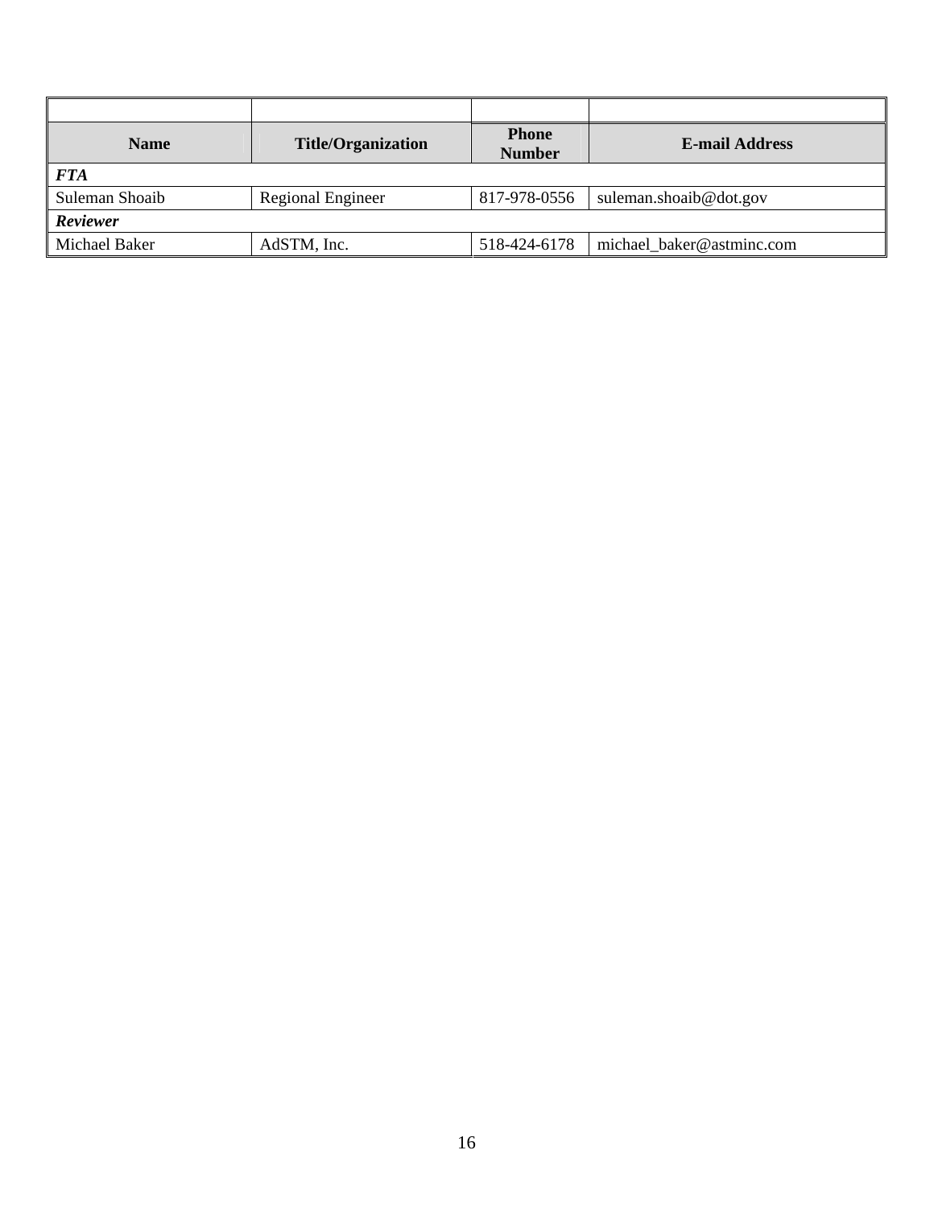| Name | Title/Organization | Phone Number | E-mail Address |
|---|---|---|---|
| ***FTA*** | | | |
| Suleman Shoaib | Regional Engineer | 817-978-0556 | suleman.shoaib@dot.gov |
| ***Reviewer*** | | | |
| Michael Baker | AdSTM, Inc. | 518-424-6178 | michael_baker@astminc.com |